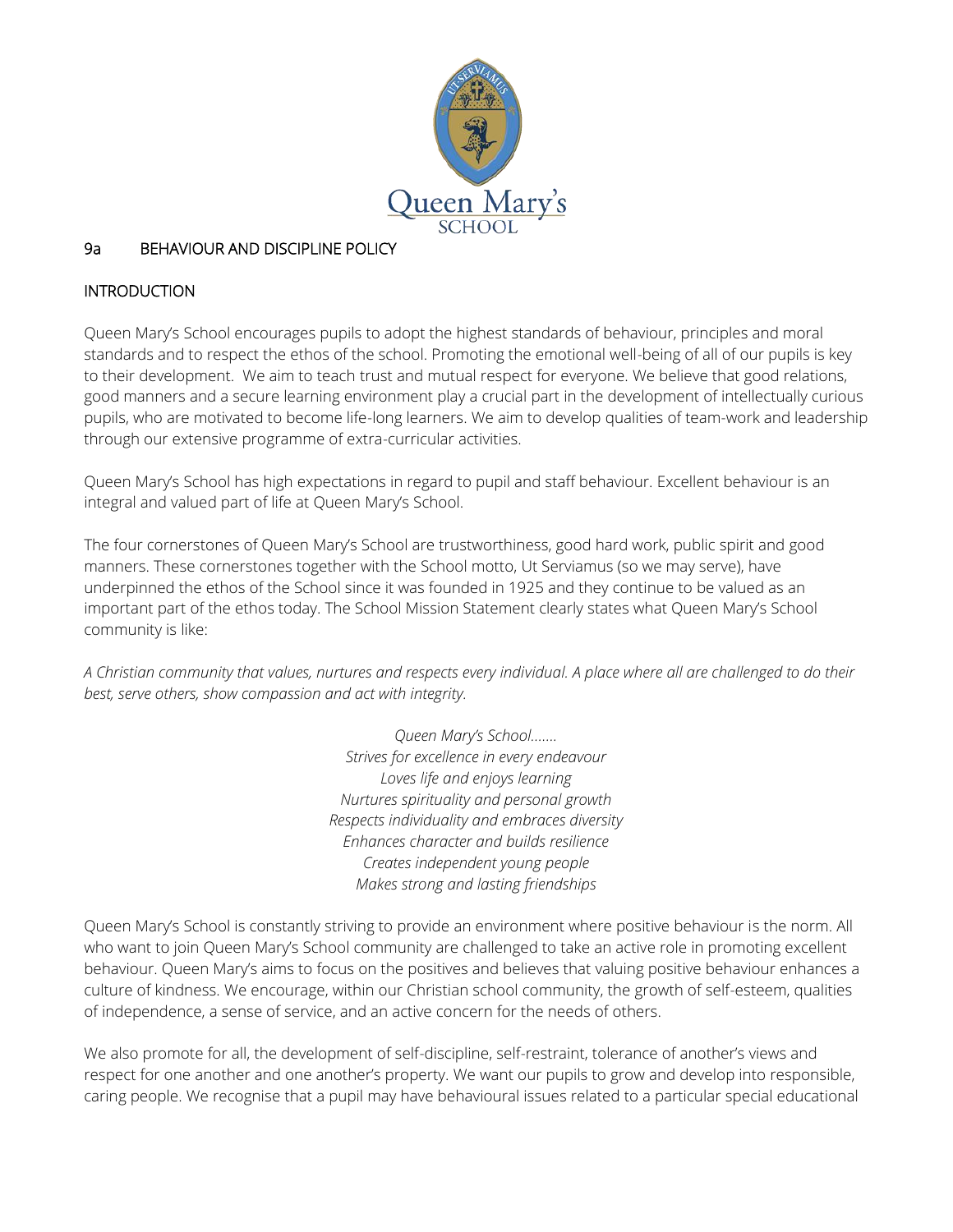# 9a BEHAVIOUR AND DISCIPLINE POLICY

## INTRODUCTION

Queen Mary's School encourages pupils to adopt the highest standards of behaviour, principles and moral standards and to respect the ethos of the school. Promoting the emotional well-being of all of our pupils is key to their development. We aim to teach trust and mutual respect for everyone. We believe that good relations, good manners and a secure learning environment play a crucial part in the development of intellectually curious pupils, who are motivated to become life-long learners. We aim to develop qualities of team-work and leadership through our extensive programme of extra-curricular activities.

Queen Mary's School has high expectations in regard to pupil and staff behaviour. Excellent behaviour is an integral and valued part of life at Queen Mary's School.

The four cornerstones of Queen Mary's School are trustworthiness, good hard work, public spirit and good manners. These cornerstones together with the School motto, Ut Serviamus (so we may serve), have underpinned the ethos of the School since it was founded in 1925 and they continue to be valued as an important part of the ethos today. The School Mission Statement clearly states what Queen Mary's School community is like:

*A Christian community that values, nurtures and respects every individual. A place where all are challenged to do their best, serve others, show compassion and act with integrity.*

*Queen Mary's School.......*
*Strives for excellence in every endeavour*
*Loves life and enjoys learning*
*Nurtures spirituality and personal growth*
*Respects individuality and embraces diversity*
*Enhances character and builds resilience*
*Creates independent young people*
*Makes strong and lasting friendships*

Queen Mary's School is constantly striving to provide an environment where positive behaviour is the norm. All who want to join Queen Mary's School community are challenged to take an active role in promoting excellent behaviour. Queen Mary's aims to focus on the positives and believes that valuing positive behaviour enhances a culture of kindness. We encourage, within our Christian school community, the growth of self-esteem, qualities of independence, a sense of service, and an active concern for the needs of others.

We also promote for all, the development of self-discipline, self-restraint, tolerance of another's views and respect for one another and one another's property. We want our pupils to grow and develop into responsible, caring people. We recognise that a pupil may have behavioural issues related to a particular special educational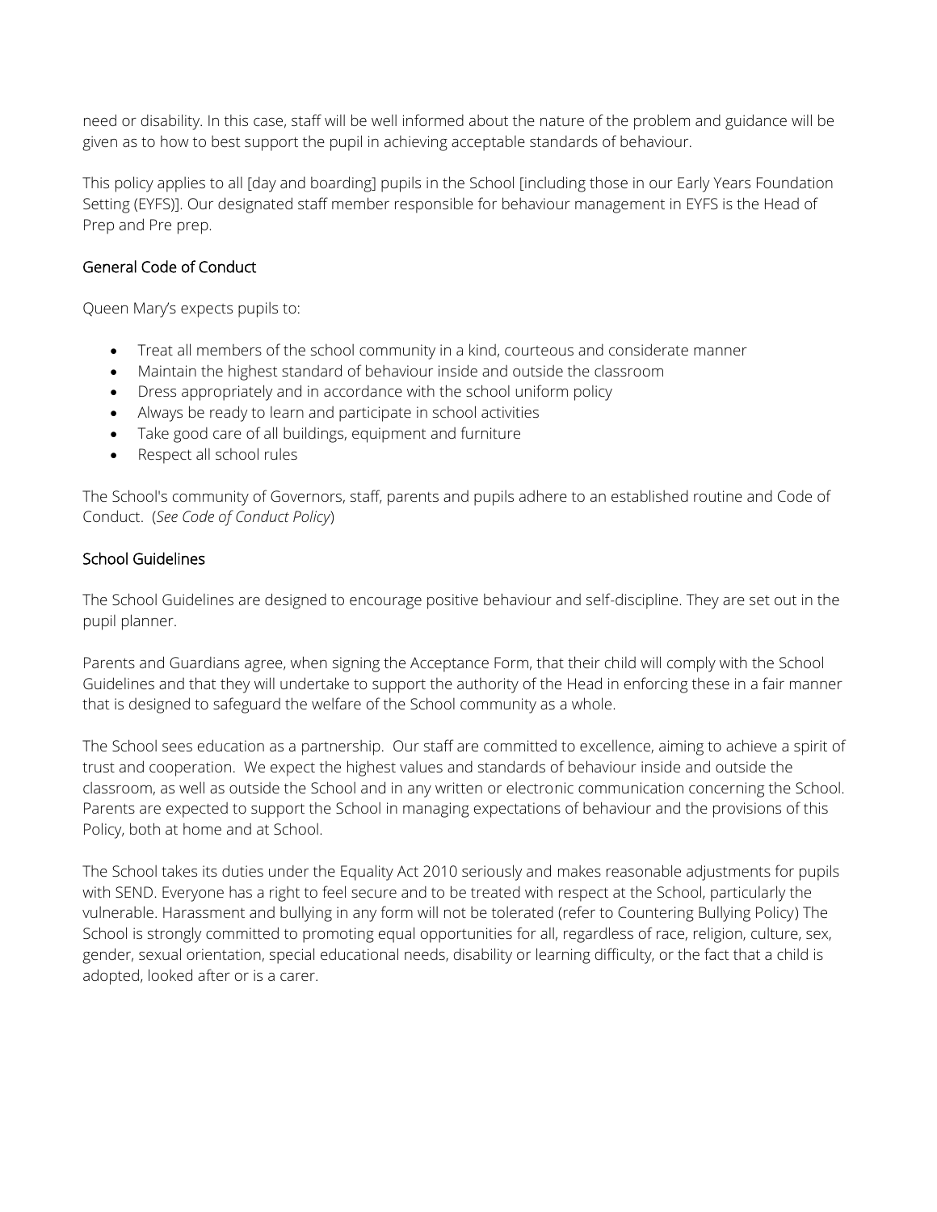need or disability. In this case, staff will be well informed about the nature of the problem and guidance will be given as to how to best support the pupil in achieving acceptable standards of behaviour.

This policy applies to all [day and boarding] pupils in the School [including those in our Early Years Foundation Setting (EYFS)]. Our designated staff member responsible for behaviour management in EYFS is the Head of Prep and Pre prep.

## General Code of Conduct

Queen Mary's expects pupils to:

- Treat all members of the school community in a kind, courteous and considerate manner
- Maintain the highest standard of behaviour inside and outside the classroom
- Dress appropriately and in accordance with the school uniform policy
- Always be ready to learn and participate in school activities
- Take good care of all buildings, equipment and furniture
- Respect all school rules

The School's community of Governors, staff, parents and pupils adhere to an established routine and Code of Conduct. (*See Code of Conduct Policy*)

## School Guidelines

The School Guidelines are designed to encourage positive behaviour and self-discipline. They are set out in the pupil planner.

Parents and Guardians agree, when signing the Acceptance Form, that their child will comply with the School Guidelines and that they will undertake to support the authority of the Head in enforcing these in a fair manner that is designed to safeguard the welfare of the School community as a whole.

The School sees education as a partnership. Our staff are committed to excellence, aiming to achieve a spirit of trust and cooperation. We expect the highest values and standards of behaviour inside and outside the classroom, as well as outside the School and in any written or electronic communication concerning the School. Parents are expected to support the School in managing expectations of behaviour and the provisions of this Policy, both at home and at School.

The School takes its duties under the Equality Act 2010 seriously and makes reasonable adjustments for pupils with SEND. Everyone has a right to feel secure and to be treated with respect at the School, particularly the vulnerable. Harassment and bullying in any form will not be tolerated (refer to Countering Bullying Policy) The School is strongly committed to promoting equal opportunities for all, regardless of race, religion, culture, sex, gender, sexual orientation, special educational needs, disability or learning difficulty, or the fact that a child is adopted, looked after or is a carer.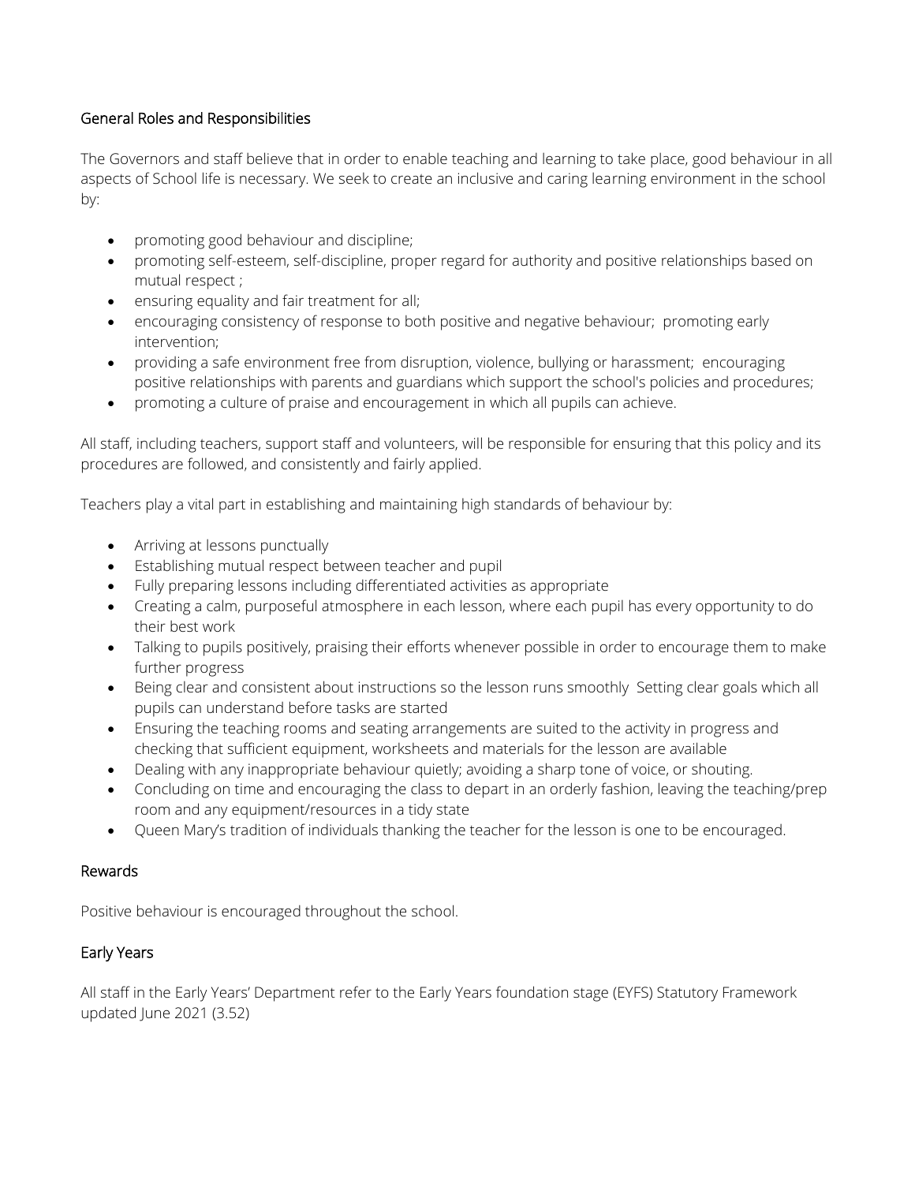## General Roles and Responsibilities

The Governors and staff believe that in order to enable teaching and learning to take place, good behaviour in all aspects of School life is necessary. We seek to create an inclusive and caring learning environment in the school by:

- promoting good behaviour and discipline;
- promoting self-esteem, self-discipline, proper regard for authority and positive relationships based on mutual respect ;
- ensuring equality and fair treatment for all;
- encouraging consistency of response to both positive and negative behaviour; promoting early intervention;
- providing a safe environment free from disruption, violence, bullying or harassment; encouraging positive relationships with parents and guardians which support the school's policies and procedures;
- promoting a culture of praise and encouragement in which all pupils can achieve.

All staff, including teachers, support staff and volunteers, will be responsible for ensuring that this policy and its procedures are followed, and consistently and fairly applied.

Teachers play a vital part in establishing and maintaining high standards of behaviour by:

- Arriving at lessons punctually
- Establishing mutual respect between teacher and pupil
- Fully preparing lessons including differentiated activities as appropriate
- Creating a calm, purposeful atmosphere in each lesson, where each pupil has every opportunity to do their best work
- Talking to pupils positively, praising their efforts whenever possible in order to encourage them to make further progress
- Being clear and consistent about instructions so the lesson runs smoothly Setting clear goals which all pupils can understand before tasks are started
- Ensuring the teaching rooms and seating arrangements are suited to the activity in progress and checking that sufficient equipment, worksheets and materials for the lesson are available
- Dealing with any inappropriate behaviour quietly; avoiding a sharp tone of voice, or shouting.
- Concluding on time and encouraging the class to depart in an orderly fashion, leaving the teaching/prep room and any equipment/resources in a tidy state
- Queen Mary's tradition of individuals thanking the teacher for the lesson is one to be encouraged.

## Rewards

Positive behaviour is encouraged throughout the school.

## Early Years

All staff in the Early Years' Department refer to the Early Years foundation stage (EYFS) Statutory Framework updated June 2021 (3.52)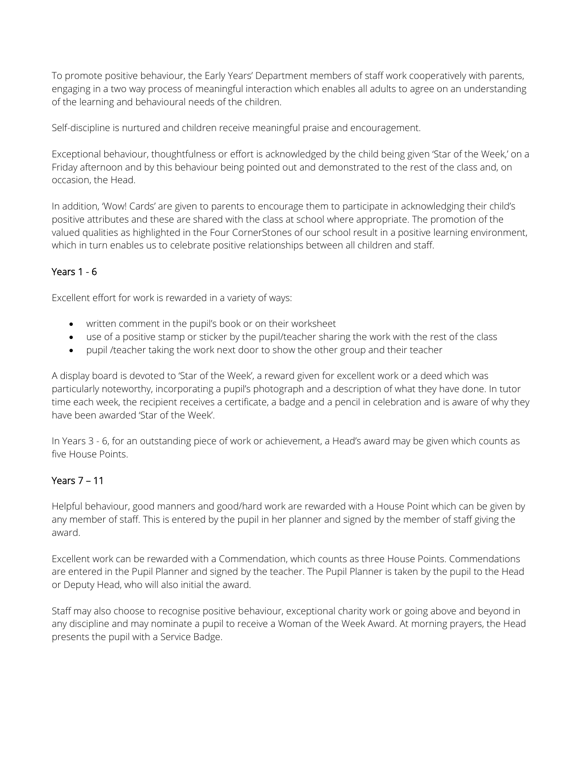To promote positive behaviour, the Early Years' Department members of staff work cooperatively with parents, engaging in a two way process of meaningful interaction which enables all adults to agree on an understanding of the learning and behavioural needs of the children.

Self-discipline is nurtured and children receive meaningful praise and encouragement.

Exceptional behaviour, thoughtfulness or effort is acknowledged by the child being given 'Star of the Week,' on a Friday afternoon and by this behaviour being pointed out and demonstrated to the rest of the class and, on occasion, the Head.

In addition, 'Wow! Cards' are given to parents to encourage them to participate in acknowledging their child's positive attributes and these are shared with the class at school where appropriate. The promotion of the valued qualities as highlighted in the Four CornerStones of our school result in a positive learning environment, which in turn enables us to celebrate positive relationships between all children and staff.

### Years 1 - 6

Excellent effort for work is rewarded in a variety of ways:

- written comment in the pupil's book or on their worksheet
- use of a positive stamp or sticker by the pupil/teacher sharing the work with the rest of the class
- pupil /teacher taking the work next door to show the other group and their teacher

A display board is devoted to 'Star of the Week', a reward given for excellent work or a deed which was particularly noteworthy, incorporating a pupil's photograph and a description of what they have done. In tutor time each week, the recipient receives a certificate, a badge and a pencil in celebration and is aware of why they have been awarded 'Star of the Week'.

In Years 3 - 6, for an outstanding piece of work or achievement, a Head's award may be given which counts as five House Points.

### Years 7 – 11

Helpful behaviour, good manners and good/hard work are rewarded with a House Point which can be given by any member of staff. This is entered by the pupil in her planner and signed by the member of staff giving the award.

Excellent work can be rewarded with a Commendation, which counts as three House Points. Commendations are entered in the Pupil Planner and signed by the teacher. The Pupil Planner is taken by the pupil to the Head or Deputy Head, who will also initial the award.

Staff may also choose to recognise positive behaviour, exceptional charity work or going above and beyond in any discipline and may nominate a pupil to receive a Woman of the Week Award. At morning prayers, the Head presents the pupil with a Service Badge.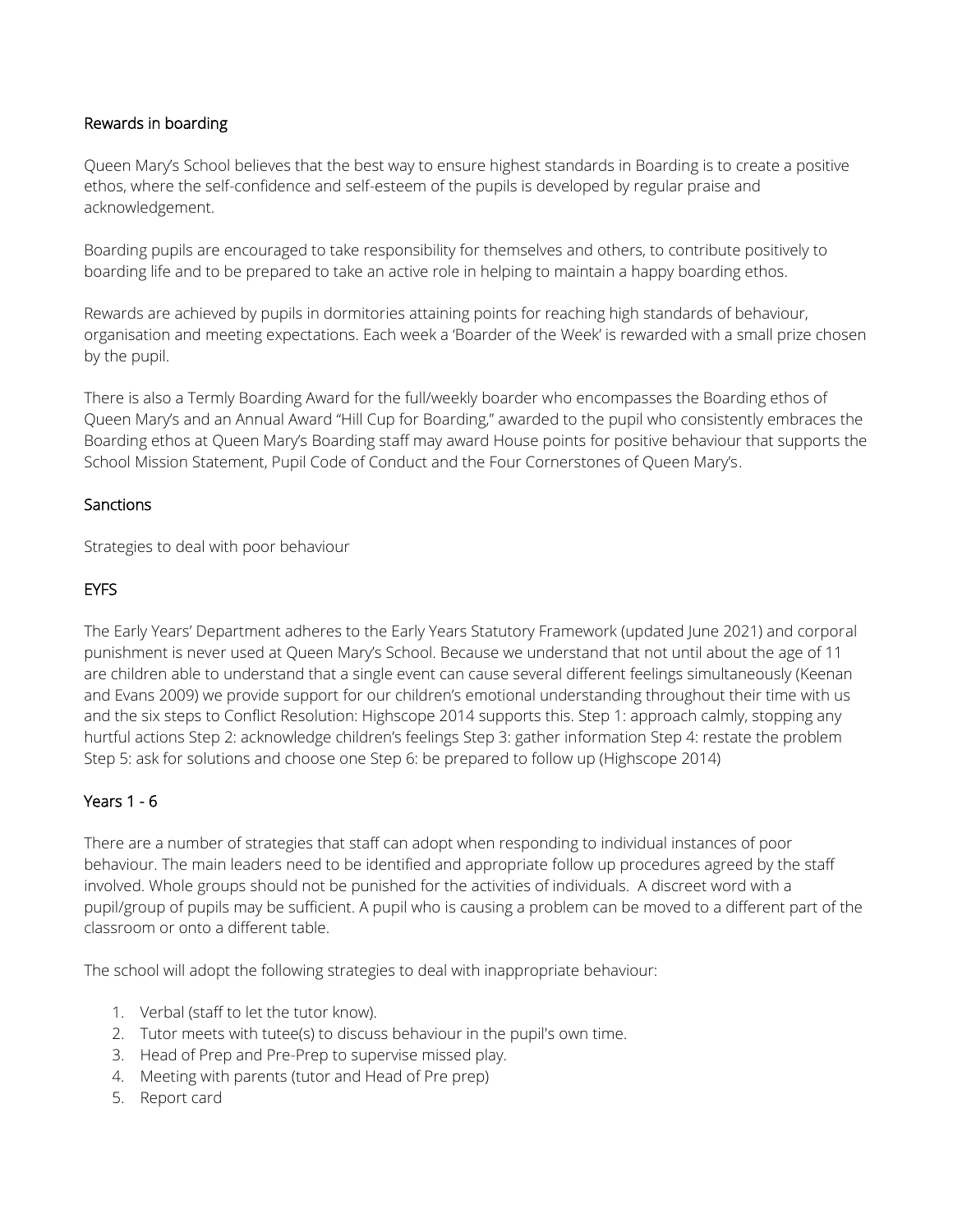## Rewards in boarding

Queen Mary's School believes that the best way to ensure highest standards in Boarding is to create a positive ethos, where the self-confidence and self-esteem of the pupils is developed by regular praise and acknowledgement.

Boarding pupils are encouraged to take responsibility for themselves and others, to contribute positively to boarding life and to be prepared to take an active role in helping to maintain a happy boarding ethos.

Rewards are achieved by pupils in dormitories attaining points for reaching high standards of behaviour, organisation and meeting expectations. Each week a 'Boarder of the Week' is rewarded with a small prize chosen by the pupil.

There is also a Termly Boarding Award for the full/weekly boarder who encompasses the Boarding ethos of Queen Mary's and an Annual Award "Hill Cup for Boarding," awarded to the pupil who consistently embraces the Boarding ethos at Queen Mary's Boarding staff may award House points for positive behaviour that supports the School Mission Statement, Pupil Code of Conduct and the Four Cornerstones of Queen Mary's.

## Sanctions

Strategies to deal with poor behaviour

## EYFS

The Early Years' Department adheres to the Early Years Statutory Framework (updated June 2021) and corporal punishment is never used at Queen Mary's School. Because we understand that not until about the age of 11 are children able to understand that a single event can cause several different feelings simultaneously (Keenan and Evans 2009) we provide support for our children's emotional understanding throughout their time with us and the six steps to Conflict Resolution: Highscope 2014 supports this. Step 1: approach calmly, stopping any hurtful actions Step 2: acknowledge children's feelings Step 3: gather information Step 4: restate the problem Step 5: ask for solutions and choose one Step 6: be prepared to follow up (Highscope 2014)

## Years 1 - 6

There are a number of strategies that staff can adopt when responding to individual instances of poor behaviour. The main leaders need to be identified and appropriate follow up procedures agreed by the staff involved. Whole groups should not be punished for the activities of individuals. A discreet word with a pupil/group of pupils may be sufficient. A pupil who is causing a problem can be moved to a different part of the classroom or onto a different table.

The school will adopt the following strategies to deal with inappropriate behaviour:

1. Verbal (staff to let the tutor know).
2. Tutor meets with tutee(s) to discuss behaviour in the pupil's own time.
3. Head of Prep and Pre-Prep to supervise missed play.
4. Meeting with parents (tutor and Head of Pre prep)
5. Report card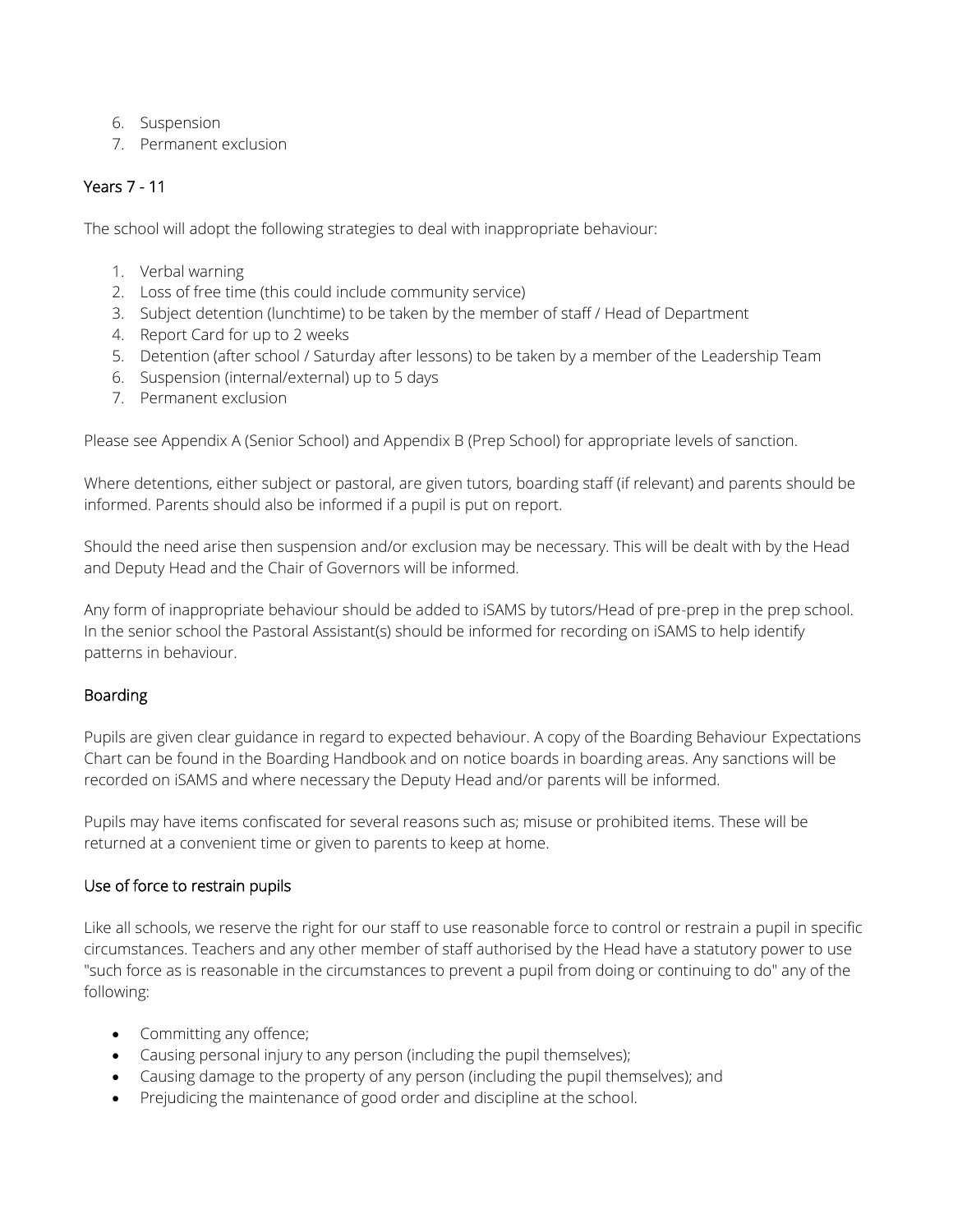6. Suspension
7. Permanent exclusion

## Years 7 - 11

The school will adopt the following strategies to deal with inappropriate behaviour:

1. Verbal warning
2. Loss of free time (this could include community service)
3. Subject detention (lunchtime) to be taken by the member of staff / Head of Department
4. Report Card for up to 2 weeks
5. Detention (after school / Saturday after lessons) to be taken by a member of the Leadership Team
6. Suspension (internal/external) up to 5 days
7. Permanent exclusion

Please see Appendix A (Senior School) and Appendix B (Prep School) for appropriate levels of sanction.

Where detentions, either subject or pastoral, are given tutors, boarding staff (if relevant) and parents should be informed. Parents should also be informed if a pupil is put on report.

Should the need arise then suspension and/or exclusion may be necessary. This will be dealt with by the Head and Deputy Head and the Chair of Governors will be informed.

Any form of inappropriate behaviour should be added to iSAMS by tutors/Head of pre-prep in the prep school. In the senior school the Pastoral Assistant(s) should be informed for recording on iSAMS to help identify patterns in behaviour.

## Boarding

Pupils are given clear guidance in regard to expected behaviour. A copy of the Boarding Behaviour Expectations Chart can be found in the Boarding Handbook and on notice boards in boarding areas. Any sanctions will be recorded on iSAMS and where necessary the Deputy Head and/or parents will be informed.

Pupils may have items confiscated for several reasons such as; misuse or prohibited items. These will be returned at a convenient time or given to parents to keep at home.

## Use of force to restrain pupils

Like all schools, we reserve the right for our staff to use reasonable force to control or restrain a pupil in specific circumstances. Teachers and any other member of staff authorised by the Head have a statutory power to use "such force as is reasonable in the circumstances to prevent a pupil from doing or continuing to do" any of the following:

- Committing any offence;
- Causing personal injury to any person (including the pupil themselves);
- Causing damage to the property of any person (including the pupil themselves); and
- Prejudicing the maintenance of good order and discipline at the school.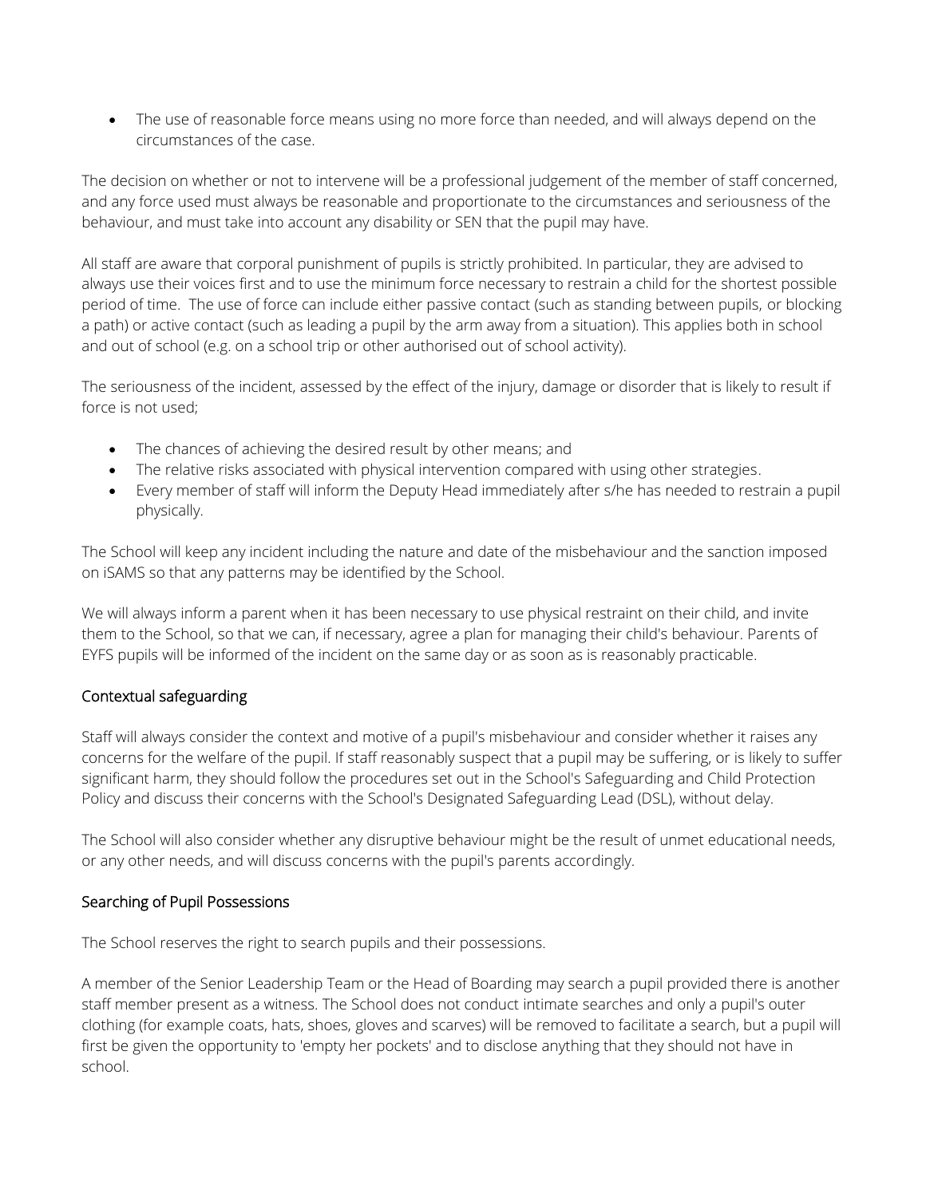- The use of reasonable force means using no more force than needed, and will always depend on the circumstances of the case.

The decision on whether or not to intervene will be a professional judgement of the member of staff concerned, and any force used must always be reasonable and proportionate to the circumstances and seriousness of the behaviour, and must take into account any disability or SEN that the pupil may have.

All staff are aware that corporal punishment of pupils is strictly prohibited. In particular, they are advised to always use their voices first and to use the minimum force necessary to restrain a child for the shortest possible period of time. The use of force can include either passive contact (such as standing between pupils, or blocking a path) or active contact (such as leading a pupil by the arm away from a situation). This applies both in school and out of school (e.g. on a school trip or other authorised out of school activity).

The seriousness of the incident, assessed by the effect of the injury, damage or disorder that is likely to result if force is not used;

- The chances of achieving the desired result by other means; and
- The relative risks associated with physical intervention compared with using other strategies.
- Every member of staff will inform the Deputy Head immediately after s/he has needed to restrain a pupil physically.

The School will keep any incident including the nature and date of the misbehaviour and the sanction imposed on iSAMS so that any patterns may be identified by the School.

We will always inform a parent when it has been necessary to use physical restraint on their child, and invite them to the School, so that we can, if necessary, agree a plan for managing their child's behaviour. Parents of EYFS pupils will be informed of the incident on the same day or as soon as is reasonably practicable.

## Contextual safeguarding

Staff will always consider the context and motive of a pupil's misbehaviour and consider whether it raises any concerns for the welfare of the pupil. If staff reasonably suspect that a pupil may be suffering, or is likely to suffer significant harm, they should follow the procedures set out in the School's Safeguarding and Child Protection Policy and discuss their concerns with the School's Designated Safeguarding Lead (DSL), without delay.

The School will also consider whether any disruptive behaviour might be the result of unmet educational needs, or any other needs, and will discuss concerns with the pupil's parents accordingly.

## Searching of Pupil Possessions

The School reserves the right to search pupils and their possessions.

A member of the Senior Leadership Team or the Head of Boarding may search a pupil provided there is another staff member present as a witness. The School does not conduct intimate searches and only a pupil's outer clothing (for example coats, hats, shoes, gloves and scarves) will be removed to facilitate a search, but a pupil will first be given the opportunity to 'empty her pockets' and to disclose anything that they should not have in school.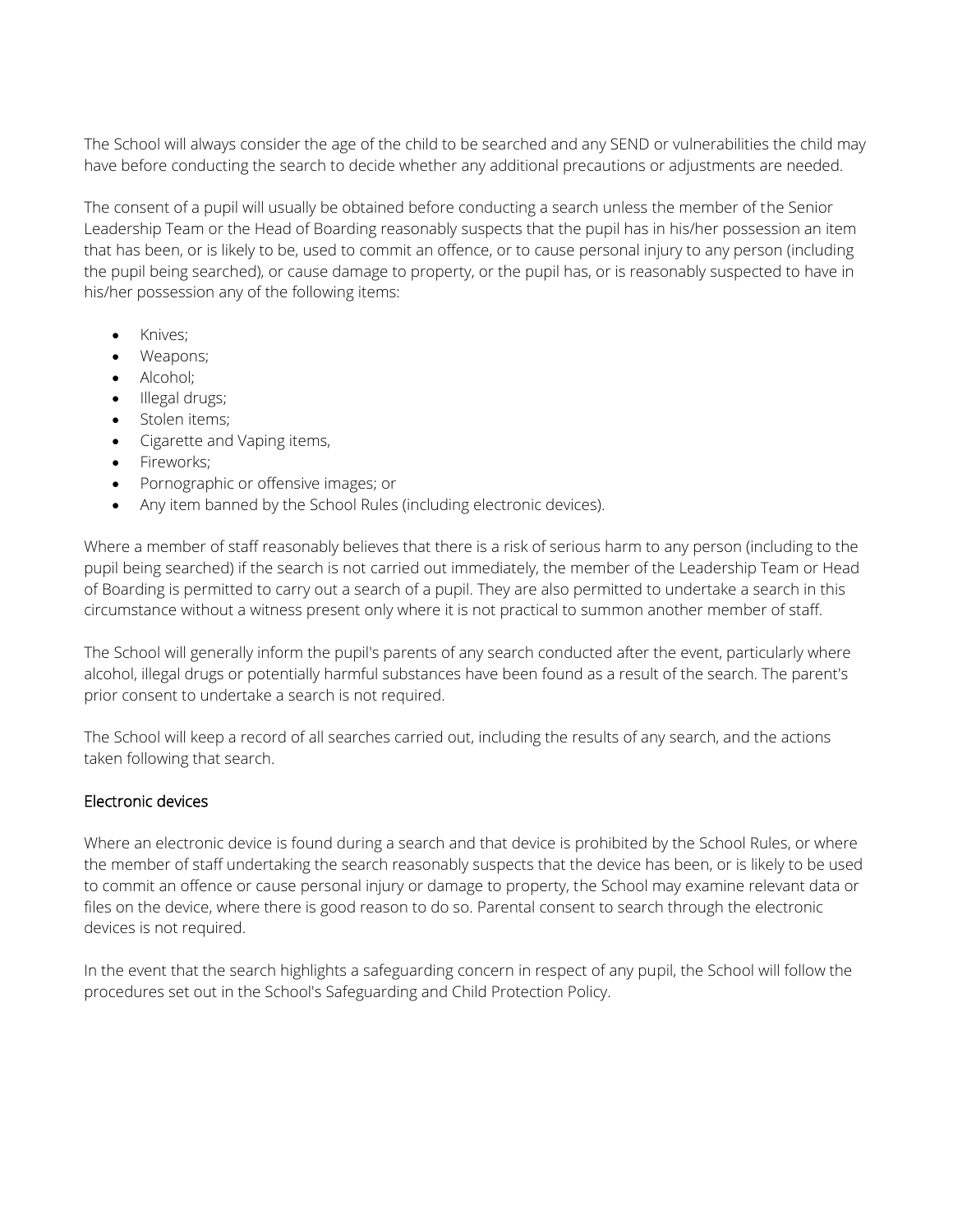The School will always consider the age of the child to be searched and any SEND or vulnerabilities the child may have before conducting the search to decide whether any additional precautions or adjustments are needed.

The consent of a pupil will usually be obtained before conducting a search unless the member of the Senior Leadership Team or the Head of Boarding reasonably suspects that the pupil has in his/her possession an item that has been, or is likely to be, used to commit an offence, or to cause personal injury to any person (including the pupil being searched), or cause damage to property, or the pupil has, or is reasonably suspected to have in his/her possession any of the following items:

- Knives;
- Weapons;
- Alcohol;
- Illegal drugs;
- Stolen items;
- Cigarette and Vaping items,
- Fireworks;
- Pornographic or offensive images; or
- Any item banned by the School Rules (including electronic devices).

Where a member of staff reasonably believes that there is a risk of serious harm to any person (including to the pupil being searched) if the search is not carried out immediately, the member of the Leadership Team or Head of Boarding is permitted to carry out a search of a pupil. They are also permitted to undertake a search in this circumstance without a witness present only where it is not practical to summon another member of staff.

The School will generally inform the pupil's parents of any search conducted after the event, particularly where alcohol, illegal drugs or potentially harmful substances have been found as a result of the search. The parent's prior consent to undertake a search is not required.

The School will keep a record of all searches carried out, including the results of any search, and the actions taken following that search.

### Electronic devices

Where an electronic device is found during a search and that device is prohibited by the School Rules, or where the member of staff undertaking the search reasonably suspects that the device has been, or is likely to be used to commit an offence or cause personal injury or damage to property, the School may examine relevant data or files on the device, where there is good reason to do so. Parental consent to search through the electronic devices is not required.

In the event that the search highlights a safeguarding concern in respect of any pupil, the School will follow the procedures set out in the School's Safeguarding and Child Protection Policy.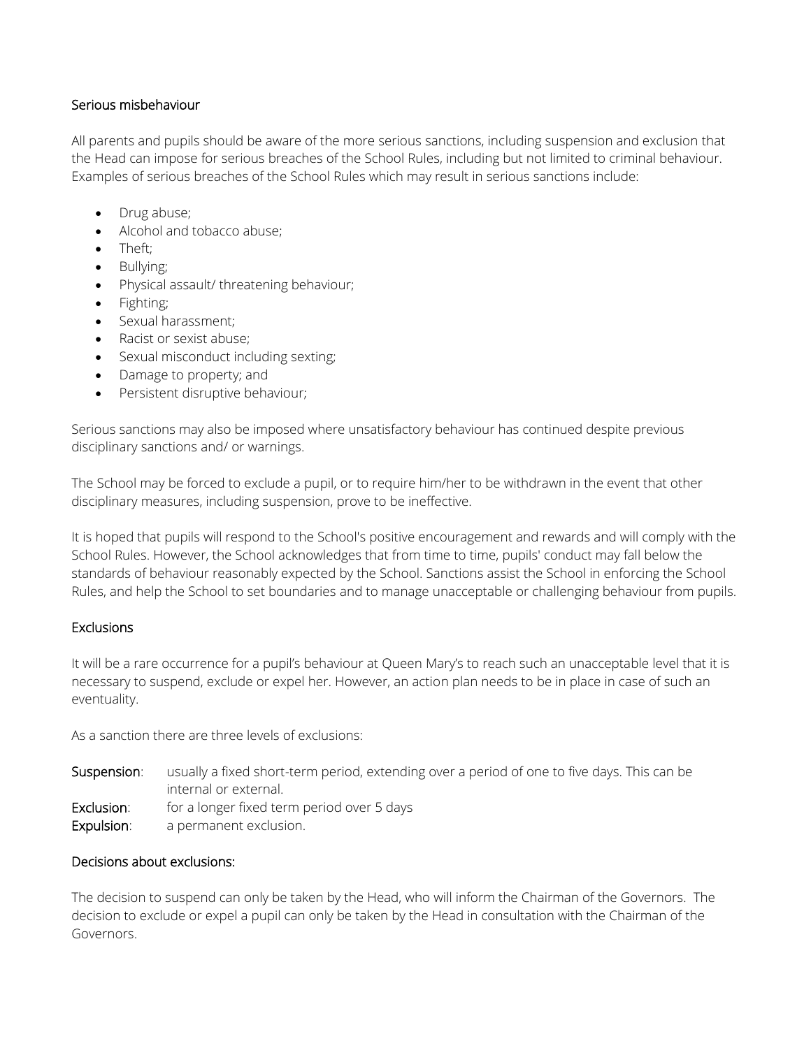## Serious misbehaviour

All parents and pupils should be aware of the more serious sanctions, including suspension and exclusion that the Head can impose for serious breaches of the School Rules, including but not limited to criminal behaviour. Examples of serious breaches of the School Rules which may result in serious sanctions include:

- Drug abuse;
- Alcohol and tobacco abuse;
- Theft;
- Bullying;
- Physical assault/ threatening behaviour;
- Fighting;
- Sexual harassment;
- Racist or sexist abuse;
- Sexual misconduct including sexting;
- Damage to property; and
- Persistent disruptive behaviour;

Serious sanctions may also be imposed where unsatisfactory behaviour has continued despite previous disciplinary sanctions and/ or warnings.

The School may be forced to exclude a pupil, or to require him/her to be withdrawn in the event that other disciplinary measures, including suspension, prove to be ineffective.

It is hoped that pupils will respond to the School's positive encouragement and rewards and will comply with the School Rules. However, the School acknowledges that from time to time, pupils' conduct may fall below the standards of behaviour reasonably expected by the School. Sanctions assist the School in enforcing the School Rules, and help the School to set boundaries and to manage unacceptable or challenging behaviour from pupils.

## Exclusions

It will be a rare occurrence for a pupil's behaviour at Queen Mary's to reach such an unacceptable level that it is necessary to suspend, exclude or expel her. However, an action plan needs to be in place in case of such an eventuality.

As a sanction there are three levels of exclusions:

| | |
|---|---|
| **Suspension**: | usually a fixed short-term period, extending over a period of one to five days. This can be internal or external. |
| **Exclusion**: | for a longer fixed term period over 5 days |
| **Expulsion**: | a permanent exclusion. |

## Decisions about exclusions:

The decision to suspend can only be taken by the Head, who will inform the Chairman of the Governors. The decision to exclude or expel a pupil can only be taken by the Head in consultation with the Chairman of the Governors.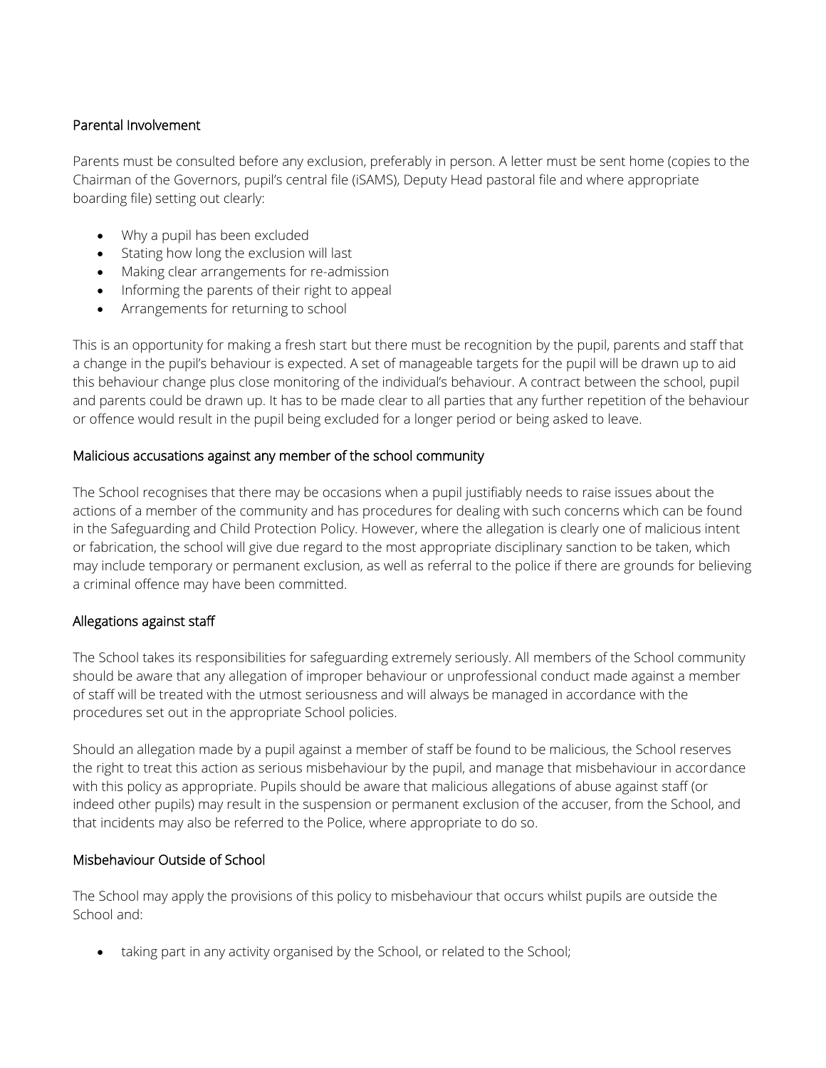## Parental Involvement

Parents must be consulted before any exclusion, preferably in person. A letter must be sent home (copies to the Chairman of the Governors, pupil's central file (iSAMS), Deputy Head pastoral file and where appropriate boarding file) setting out clearly:

- Why a pupil has been excluded
- Stating how long the exclusion will last
- Making clear arrangements for re-admission
- Informing the parents of their right to appeal
- Arrangements for returning to school

This is an opportunity for making a fresh start but there must be recognition by the pupil, parents and staff that a change in the pupil's behaviour is expected. A set of manageable targets for the pupil will be drawn up to aid this behaviour change plus close monitoring of the individual's behaviour. A contract between the school, pupil and parents could be drawn up. It has to be made clear to all parties that any further repetition of the behaviour or offence would result in the pupil being excluded for a longer period or being asked to leave.

## Malicious accusations against any member of the school community

The School recognises that there may be occasions when a pupil justifiably needs to raise issues about the actions of a member of the community and has procedures for dealing with such concerns which can be found in the Safeguarding and Child Protection Policy. However, where the allegation is clearly one of malicious intent or fabrication, the school will give due regard to the most appropriate disciplinary sanction to be taken, which may include temporary or permanent exclusion, as well as referral to the police if there are grounds for believing a criminal offence may have been committed.

## Allegations against staff

The School takes its responsibilities for safeguarding extremely seriously. All members of the School community should be aware that any allegation of improper behaviour or unprofessional conduct made against a member of staff will be treated with the utmost seriousness and will always be managed in accordance with the procedures set out in the appropriate School policies.

Should an allegation made by a pupil against a member of staff be found to be malicious, the School reserves the right to treat this action as serious misbehaviour by the pupil, and manage that misbehaviour in accordance with this policy as appropriate. Pupils should be aware that malicious allegations of abuse against staff (or indeed other pupils) may result in the suspension or permanent exclusion of the accuser, from the School, and that incidents may also be referred to the Police, where appropriate to do so.

## Misbehaviour Outside of School

The School may apply the provisions of this policy to misbehaviour that occurs whilst pupils are outside the School and:

- taking part in any activity organised by the School, or related to the School;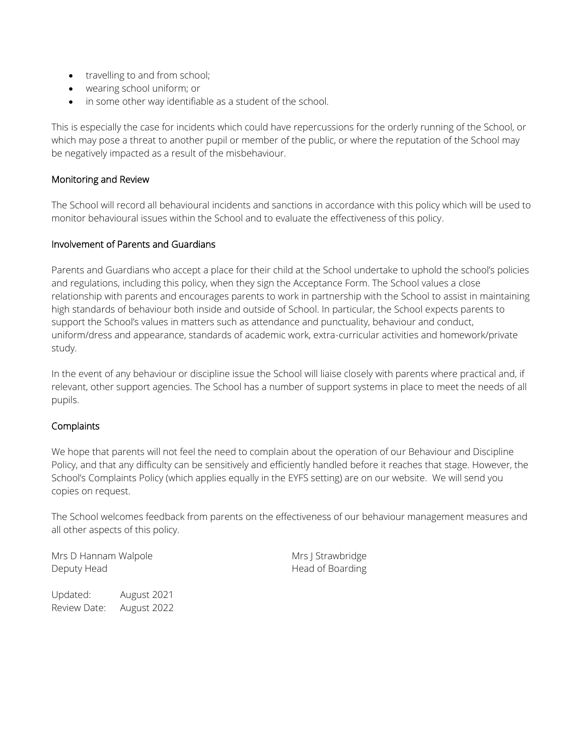- travelling to and from school;
- wearing school uniform; or
- in some other way identifiable as a student of the school.

This is especially the case for incidents which could have repercussions for the orderly running of the School, or which may pose a threat to another pupil or member of the public, or where the reputation of the School may be negatively impacted as a result of the misbehaviour.

## Monitoring and Review

The School will record all behavioural incidents and sanctions in accordance with this policy which will be used to monitor behavioural issues within the School and to evaluate the effectiveness of this policy.

## Involvement of Parents and Guardians

Parents and Guardians who accept a place for their child at the School undertake to uphold the school's policies and regulations, including this policy, when they sign the Acceptance Form. The School values a close relationship with parents and encourages parents to work in partnership with the School to assist in maintaining high standards of behaviour both inside and outside of School. In particular, the School expects parents to support the School's values in matters such as attendance and punctuality, behaviour and conduct, uniform/dress and appearance, standards of academic work, extra-curricular activities and homework/private study.

In the event of any behaviour or discipline issue the School will liaise closely with parents where practical and, if relevant, other support agencies. The School has a number of support systems in place to meet the needs of all pupils.

## Complaints

We hope that parents will not feel the need to complain about the operation of our Behaviour and Discipline Policy, and that any difficulty can be sensitively and efficiently handled before it reaches that stage. However, the School's Complaints Policy (which applies equally in the EYFS setting) are on our website. We will send you copies on request.

The School welcomes feedback from parents on the effectiveness of our behaviour management measures and all other aspects of this policy.

Mrs D Hannam Walpole
Deputy Head

Mrs J Strawbridge
Head of Boarding

Updated: August 2021
Review Date: August 2022